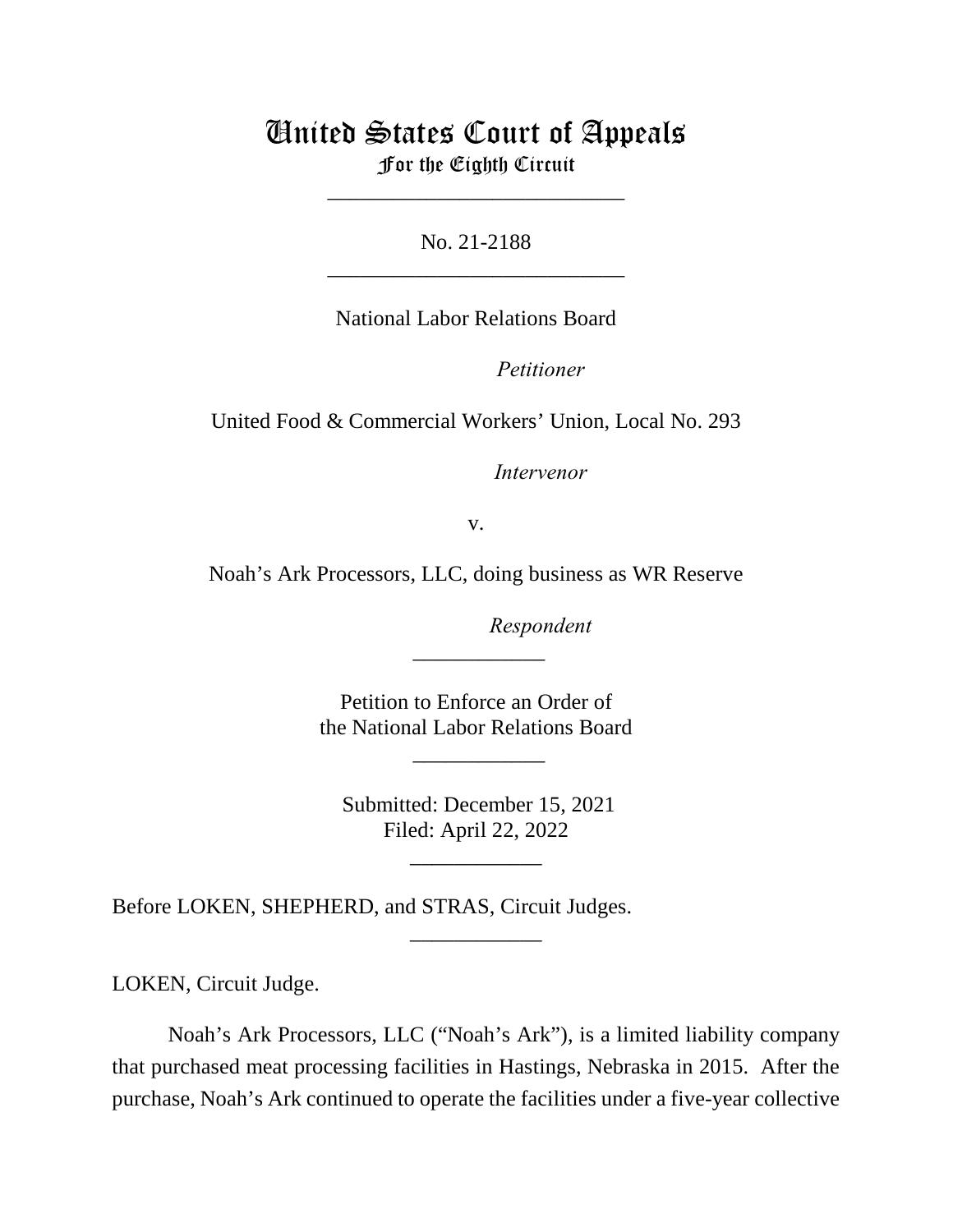# United States Court of Appeals
## For the Eighth Circuit

___________________________

No. 21-2188

___________________________

National Labor Relations Board

*Petitioner*

United Food & Commercial Workers' Union, Local No. 293

*Intervenor*

v.

Noah's Ark Processors, LLC, doing business as WR Reserve

*Respondent*

____________

Petition to Enforce an Order of
the National Labor Relations Board

____________

Submitted: December 15, 2021
Filed: April 22, 2022

____________

Before LOKEN, SHEPHERD, and STRAS, Circuit Judges.

____________

LOKEN, Circuit Judge.

Noah's Ark Processors, LLC ("Noah's Ark"), is a limited liability company that purchased meat processing facilities in Hastings, Nebraska in 2015. After the purchase, Noah's Ark continued to operate the facilities under a five-year collective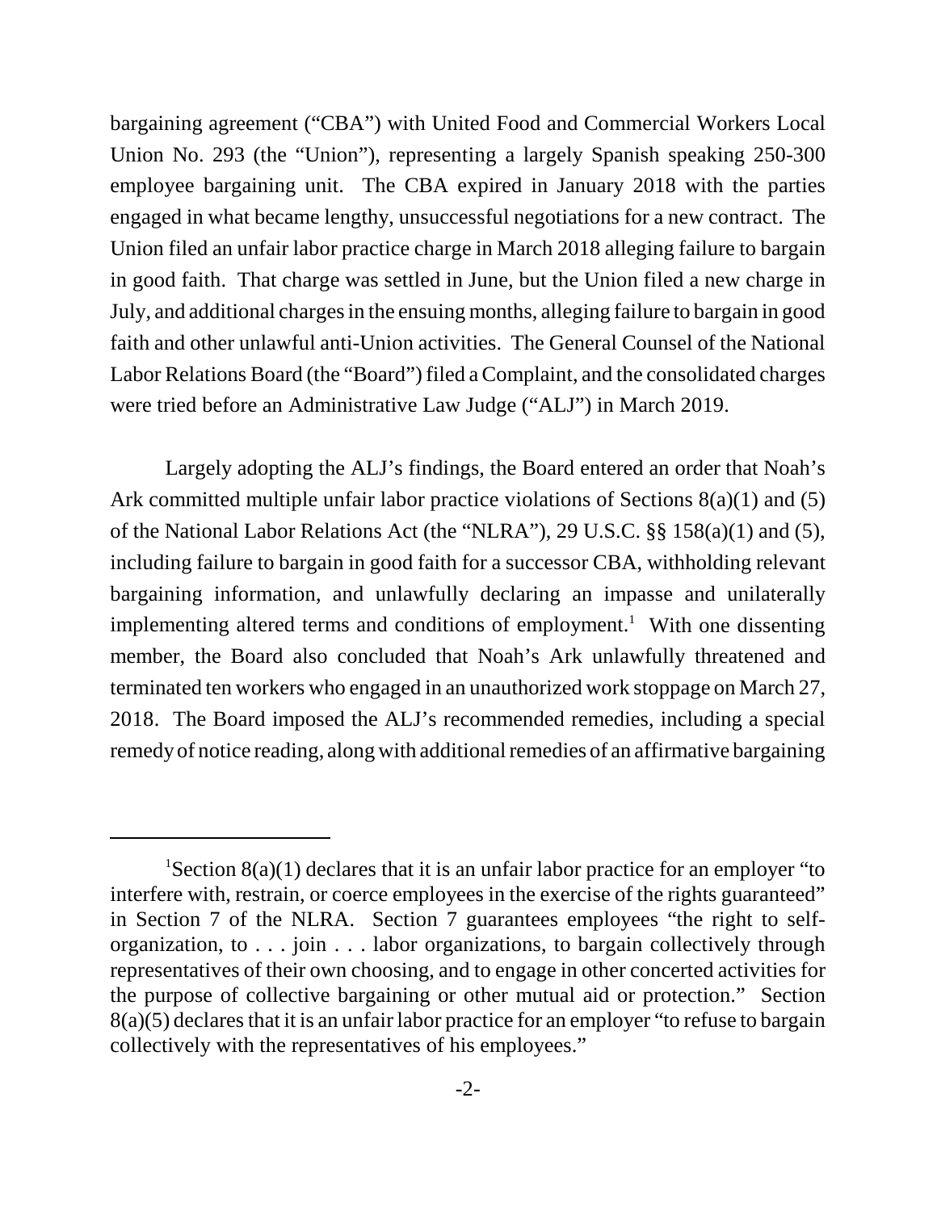bargaining agreement ("CBA") with United Food and Commercial Workers Local Union No. 293 (the "Union"), representing a largely Spanish speaking 250-300 employee bargaining unit. The CBA expired in January 2018 with the parties engaged in what became lengthy, unsuccessful negotiations for a new contract. The Union filed an unfair labor practice charge in March 2018 alleging failure to bargain in good faith. That charge was settled in June, but the Union filed a new charge in July, and additional charges in the ensuing months, alleging failure to bargain in good faith and other unlawful anti-Union activities. The General Counsel of the National Labor Relations Board (the "Board") filed a Complaint, and the consolidated charges were tried before an Administrative Law Judge ("ALJ") in March 2019.

Largely adopting the ALJ's findings, the Board entered an order that Noah's Ark committed multiple unfair labor practice violations of Sections 8(a)(1) and (5) of the National Labor Relations Act (the "NLRA"), 29 U.S.C. §§ 158(a)(1) and (5), including failure to bargain in good faith for a successor CBA, withholding relevant bargaining information, and unlawfully declaring an impasse and unilaterally implementing altered terms and conditions of employment.[1] With one dissenting member, the Board also concluded that Noah's Ark unlawfully threatened and terminated ten workers who engaged in an unauthorized work stoppage on March 27, 2018. The Board imposed the ALJ's recommended remedies, including a special remedy of notice reading, along with additional remedies of an affirmative bargaining

---

[1] Section 8(a)(1) declares that it is an unfair labor practice for an employer "to interfere with, restrain, or coerce employees in the exercise of the rights guaranteed" in Section 7 of the NLRA. Section 7 guarantees employees "the right to self-organization, to . . . join . . . labor organizations, to bargain collectively through representatives of their own choosing, and to engage in other concerted activities for the purpose of collective bargaining or other mutual aid or protection." Section 8(a)(5) declares that it is an unfair labor practice for an employer "to refuse to bargain collectively with the representatives of his employees."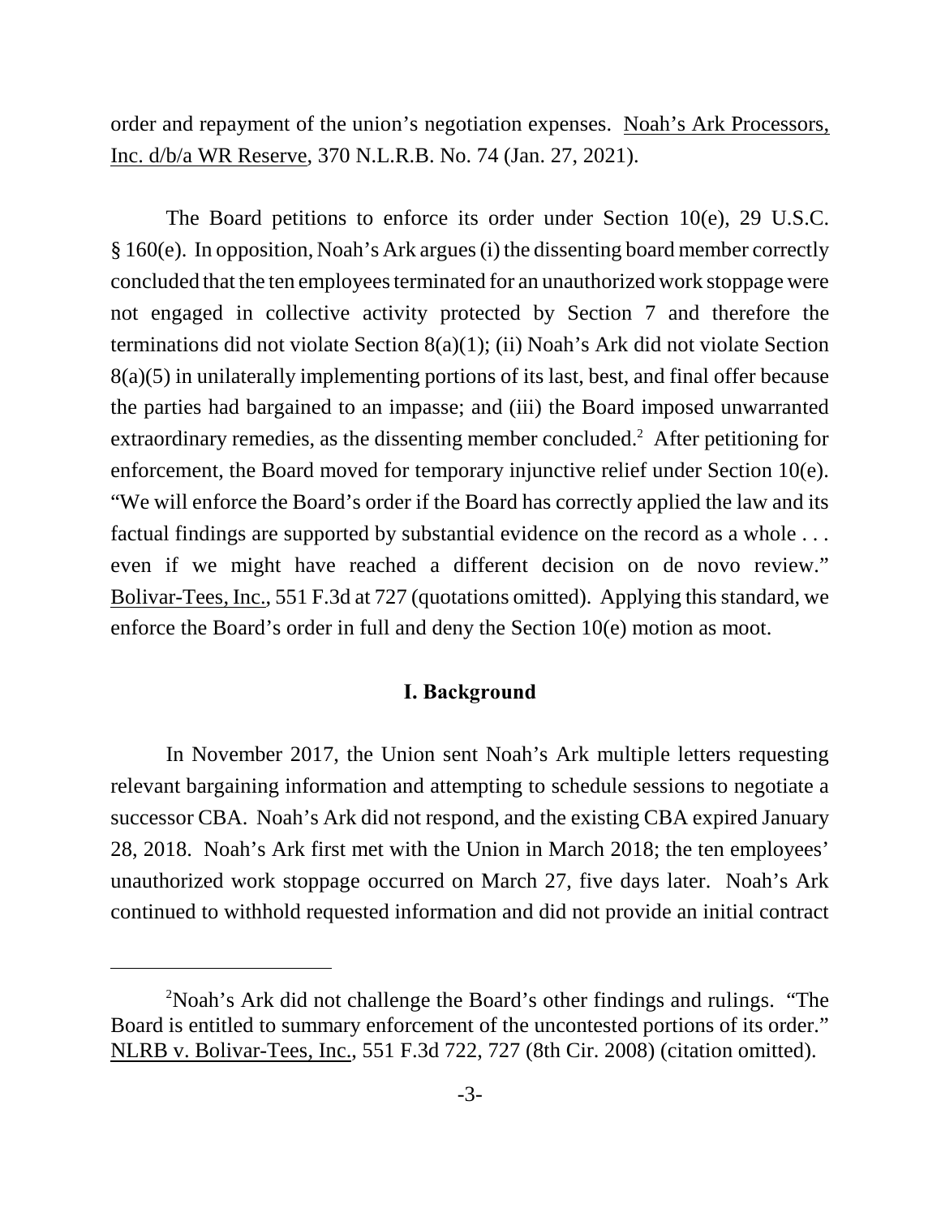order and repayment of the union's negotiation expenses. Noah's Ark Processors, Inc. d/b/a WR Reserve, 370 N.L.R.B. No. 74 (Jan. 27, 2021).

The Board petitions to enforce its order under Section 10(e), 29 U.S.C. § 160(e). In opposition, Noah's Ark argues (i) the dissenting board member correctly concluded that the ten employees terminated for an unauthorized work stoppage were not engaged in collective activity protected by Section 7 and therefore the terminations did not violate Section 8(a)(1); (ii) Noah's Ark did not violate Section 8(a)(5) in unilaterally implementing portions of its last, best, and final offer because the parties had bargained to an impasse; and (iii) the Board imposed unwarranted extraordinary remedies, as the dissenting member concluded.[2] After petitioning for enforcement, the Board moved for temporary injunctive relief under Section 10(e). "We will enforce the Board's order if the Board has correctly applied the law and its factual findings are supported by substantial evidence on the record as a whole . . . even if we might have reached a different decision on de novo review." Bolivar-Tees, Inc., 551 F.3d at 727 (quotations omitted). Applying this standard, we enforce the Board's order in full and deny the Section 10(e) motion as moot.

## I. Background

In November 2017, the Union sent Noah's Ark multiple letters requesting relevant bargaining information and attempting to schedule sessions to negotiate a successor CBA. Noah's Ark did not respond, and the existing CBA expired January 28, 2018. Noah's Ark first met with the Union in March 2018; the ten employees' unauthorized work stoppage occurred on March 27, five days later. Noah's Ark continued to withhold requested information and did not provide an initial contract

[2] Noah's Ark did not challenge the Board's other findings and rulings. "The Board is entitled to summary enforcement of the uncontested portions of its order." NLRB v. Bolivar-Tees, Inc., 551 F.3d 722, 727 (8th Cir. 2008) (citation omitted).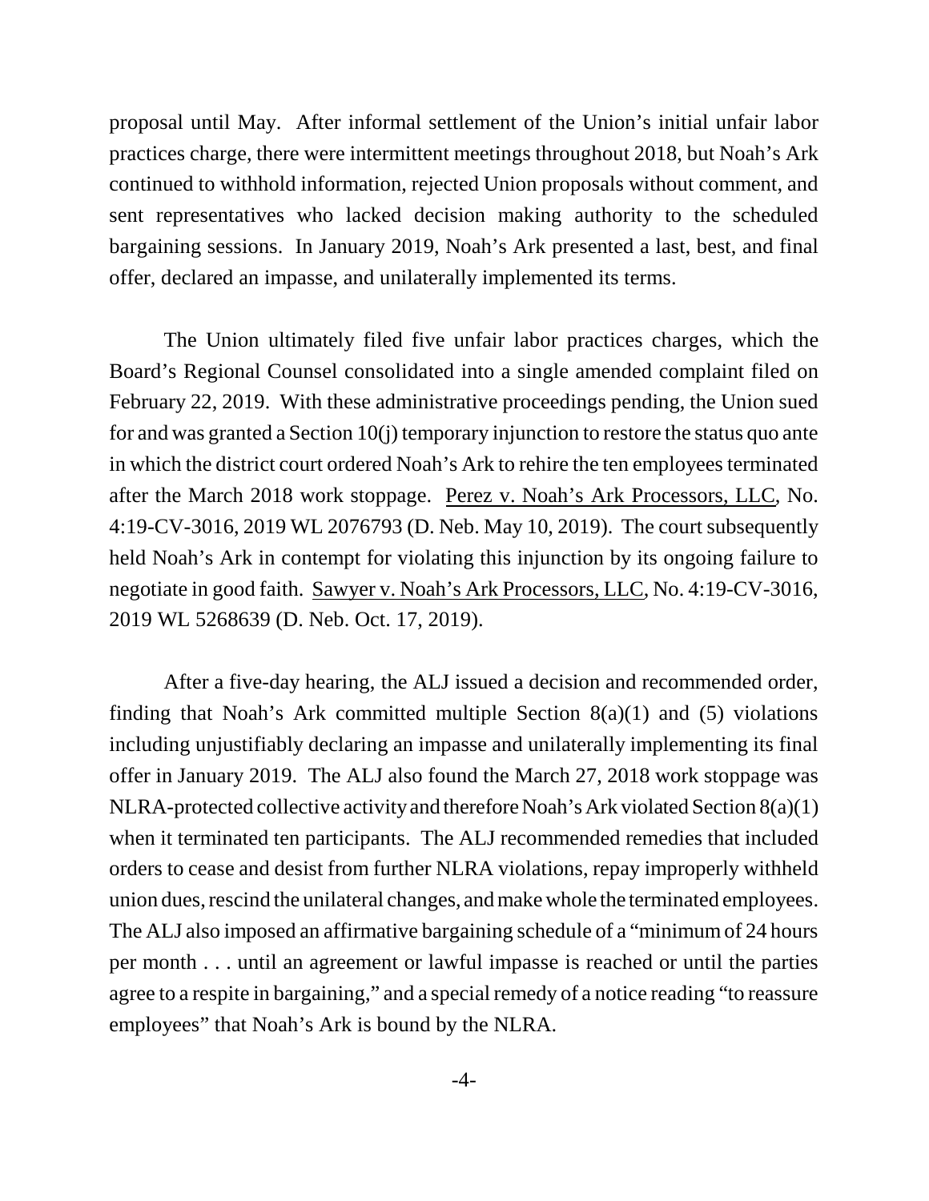proposal until May. After informal settlement of the Union's initial unfair labor practices charge, there were intermittent meetings throughout 2018, but Noah's Ark continued to withhold information, rejected Union proposals without comment, and sent representatives who lacked decision making authority to the scheduled bargaining sessions. In January 2019, Noah's Ark presented a last, best, and final offer, declared an impasse, and unilaterally implemented its terms.

The Union ultimately filed five unfair labor practices charges, which the Board's Regional Counsel consolidated into a single amended complaint filed on February 22, 2019. With these administrative proceedings pending, the Union sued for and was granted a Section 10(j) temporary injunction to restore the status quo ante in which the district court ordered Noah's Ark to rehire the ten employees terminated after the March 2018 work stoppage. Perez v. Noah's Ark Processors, LLC, No. 4:19-CV-3016, 2019 WL 2076793 (D. Neb. May 10, 2019). The court subsequently held Noah's Ark in contempt for violating this injunction by its ongoing failure to negotiate in good faith. Sawyer v. Noah's Ark Processors, LLC, No. 4:19-CV-3016, 2019 WL 5268639 (D. Neb. Oct. 17, 2019).

After a five-day hearing, the ALJ issued a decision and recommended order, finding that Noah's Ark committed multiple Section 8(a)(1) and (5) violations including unjustifiably declaring an impasse and unilaterally implementing its final offer in January 2019. The ALJ also found the March 27, 2018 work stoppage was NLRA-protected collective activity and therefore Noah's Ark violated Section 8(a)(1) when it terminated ten participants. The ALJ recommended remedies that included orders to cease and desist from further NLRA violations, repay improperly withheld union dues, rescind the unilateral changes, and make whole the terminated employees. The ALJ also imposed an affirmative bargaining schedule of a "minimum of 24 hours per month . . . until an agreement or lawful impasse is reached or until the parties agree to a respite in bargaining," and a special remedy of a notice reading "to reassure employees" that Noah's Ark is bound by the NLRA.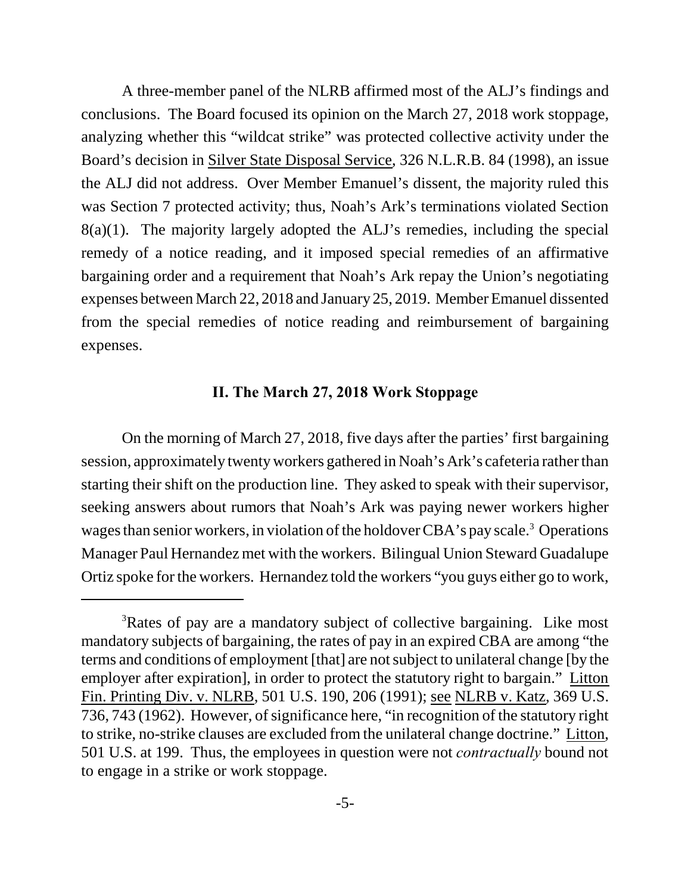A three-member panel of the NLRB affirmed most of the ALJ's findings and conclusions. The Board focused its opinion on the March 27, 2018 work stoppage, analyzing whether this "wildcat strike" was protected collective activity under the Board's decision in Silver State Disposal Service, 326 N.L.R.B. 84 (1998), an issue the ALJ did not address. Over Member Emanuel's dissent, the majority ruled this was Section 7 protected activity; thus, Noah's Ark's terminations violated Section 8(a)(1). The majority largely adopted the ALJ's remedies, including the special remedy of a notice reading, and it imposed special remedies of an affirmative bargaining order and a requirement that Noah's Ark repay the Union's negotiating expenses between March 22, 2018 and January 25, 2019. Member Emanuel dissented from the special remedies of notice reading and reimbursement of bargaining expenses.

## II. The March 27, 2018 Work Stoppage

On the morning of March 27, 2018, five days after the parties' first bargaining session, approximately twenty workers gathered in Noah's Ark's cafeteria rather than starting their shift on the production line. They asked to speak with their supervisor, seeking answers about rumors that Noah's Ark was paying newer workers higher wages than senior workers, in violation of the holdover CBA's pay scale.[3] Operations Manager Paul Hernandez met with the workers. Bilingual Union Steward Guadalupe Ortiz spoke for the workers. Hernandez told the workers "you guys either go to work,

---

[3]Rates of pay are a mandatory subject of collective bargaining. Like most mandatory subjects of bargaining, the rates of pay in an expired CBA are among "the terms and conditions of employment [that] are not subject to unilateral change [by the employer after expiration], in order to protect the statutory right to bargain." Litton Fin. Printing Div. v. NLRB, 501 U.S. 190, 206 (1991); see NLRB v. Katz, 369 U.S. 736, 743 (1962). However, of significance here, "in recognition of the statutory right to strike, no-strike clauses are excluded from the unilateral change doctrine." Litton, 501 U.S. at 199. Thus, the employees in question were not *contractually* bound not to engage in a strike or work stoppage.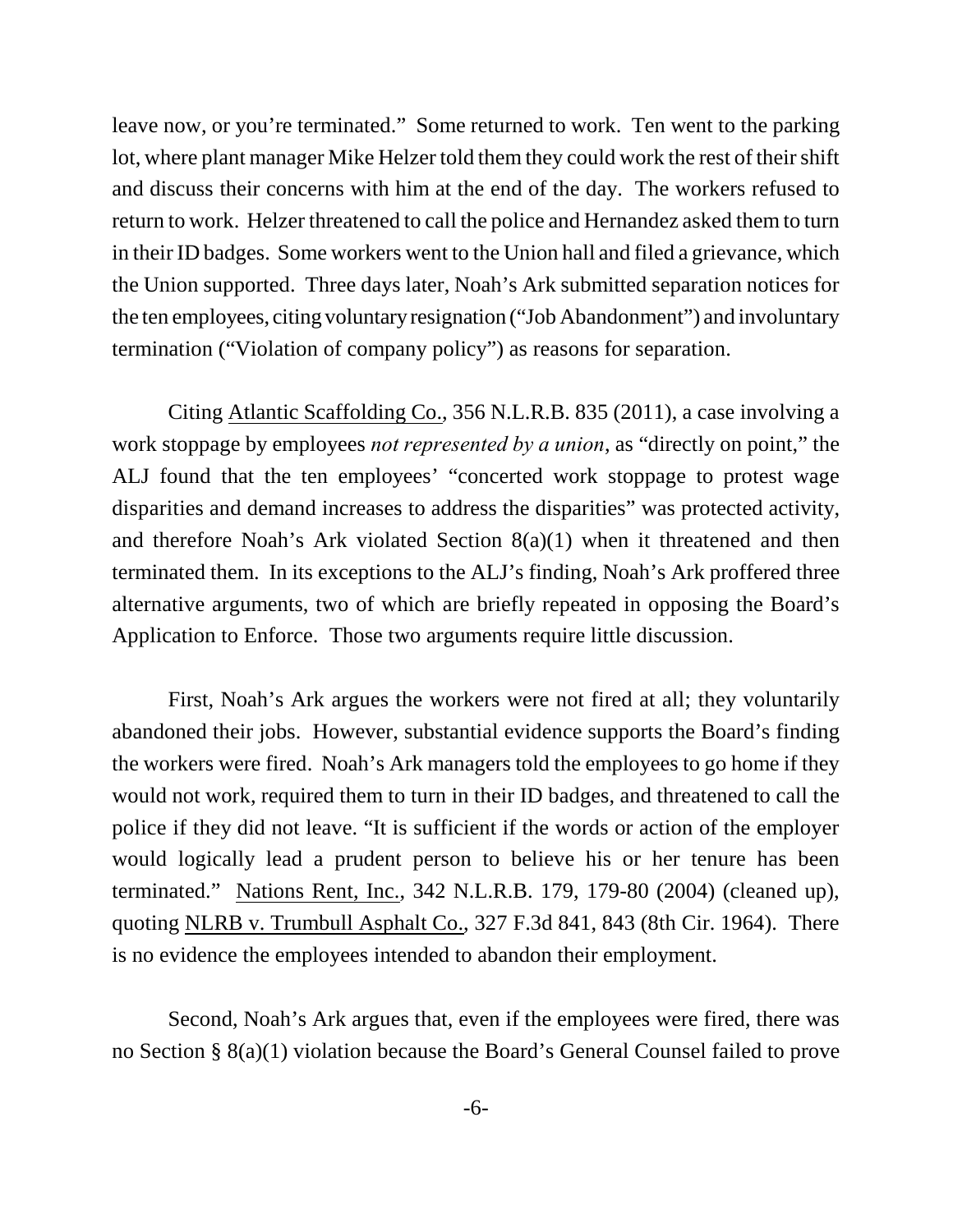leave now, or you're terminated." Some returned to work. Ten went to the parking lot, where plant manager Mike Helzer told them they could work the rest of their shift and discuss their concerns with him at the end of the day. The workers refused to return to work. Helzer threatened to call the police and Hernandez asked them to turn in their ID badges. Some workers went to the Union hall and filed a grievance, which the Union supported. Three days later, Noah's Ark submitted separation notices for the ten employees, citing voluntary resignation ("Job Abandonment") and involuntary termination ("Violation of company policy") as reasons for separation.

Citing Atlantic Scaffolding Co., 356 N.L.R.B. 835 (2011), a case involving a work stoppage by employees *not represented by a union*, as "directly on point," the ALJ found that the ten employees' "concerted work stoppage to protest wage disparities and demand increases to address the disparities" was protected activity, and therefore Noah's Ark violated Section 8(a)(1) when it threatened and then terminated them. In its exceptions to the ALJ's finding, Noah's Ark proffered three alternative arguments, two of which are briefly repeated in opposing the Board's Application to Enforce. Those two arguments require little discussion.

First, Noah's Ark argues the workers were not fired at all; they voluntarily abandoned their jobs. However, substantial evidence supports the Board's finding the workers were fired. Noah's Ark managers told the employees to go home if they would not work, required them to turn in their ID badges, and threatened to call the police if they did not leave. "It is sufficient if the words or action of the employer would logically lead a prudent person to believe his or her tenure has been terminated." Nations Rent, Inc., 342 N.L.R.B. 179, 179-80 (2004) (cleaned up), quoting NLRB v. Trumbull Asphalt Co., 327 F.3d 841, 843 (8th Cir. 1964). There is no evidence the employees intended to abandon their employment.

Second, Noah's Ark argues that, even if the employees were fired, there was no Section § 8(a)(1) violation because the Board's General Counsel failed to prove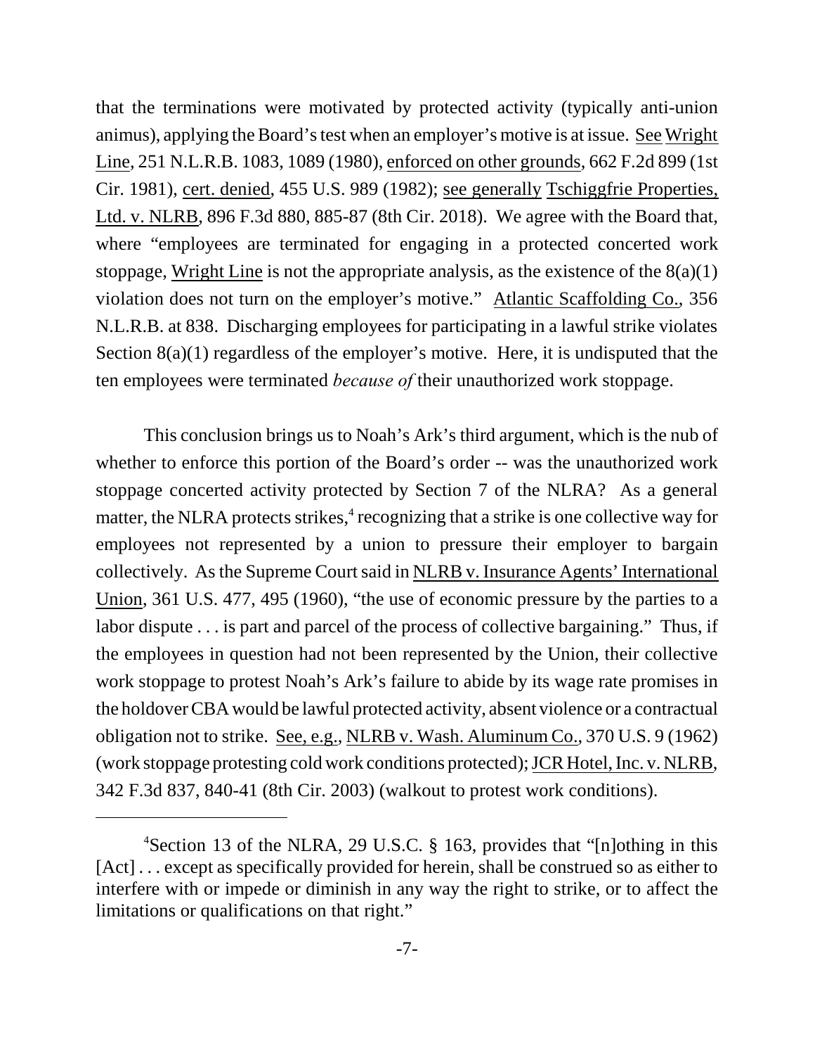that the terminations were motivated by protected activity (typically anti-union animus), applying the Board's test when an employer's motive is at issue. See Wright Line, 251 N.L.R.B. 1083, 1089 (1980), enforced on other grounds, 662 F.2d 899 (1st Cir. 1981), cert. denied, 455 U.S. 989 (1982); see generally Tschiggfrie Properties, Ltd. v. NLRB, 896 F.3d 880, 885-87 (8th Cir. 2018). We agree with the Board that, where "employees are terminated for engaging in a protected concerted work stoppage, Wright Line is not the appropriate analysis, as the existence of the 8(a)(1) violation does not turn on the employer's motive." Atlantic Scaffolding Co., 356 N.L.R.B. at 838. Discharging employees for participating in a lawful strike violates Section 8(a)(1) regardless of the employer's motive. Here, it is undisputed that the ten employees were terminated *because of* their unauthorized work stoppage.

This conclusion brings us to Noah's Ark's third argument, which is the nub of whether to enforce this portion of the Board's order -- was the unauthorized work stoppage concerted activity protected by Section 7 of the NLRA? As a general matter, the NLRA protects strikes,[4] recognizing that a strike is one collective way for employees not represented by a union to pressure their employer to bargain collectively. As the Supreme Court said in NLRB v. Insurance Agents' International Union, 361 U.S. 477, 495 (1960), "the use of economic pressure by the parties to a labor dispute . . . is part and parcel of the process of collective bargaining." Thus, if the employees in question had not been represented by the Union, their collective work stoppage to protest Noah's Ark's failure to abide by its wage rate promises in the holdover CBA would be lawful protected activity, absent violence or a contractual obligation not to strike. See, e.g., NLRB v. Wash. Aluminum Co., 370 U.S. 9 (1962) (work stoppage protesting cold work conditions protected); JCR Hotel, Inc. v. NLRB, 342 F.3d 837, 840-41 (8th Cir. 2003) (walkout to protest work conditions).

---

[4]Section 13 of the NLRA, 29 U.S.C. § 163, provides that "[n]othing in this [Act] . . . except as specifically provided for herein, shall be construed so as either to interfere with or impede or diminish in any way the right to strike, or to affect the limitations or qualifications on that right."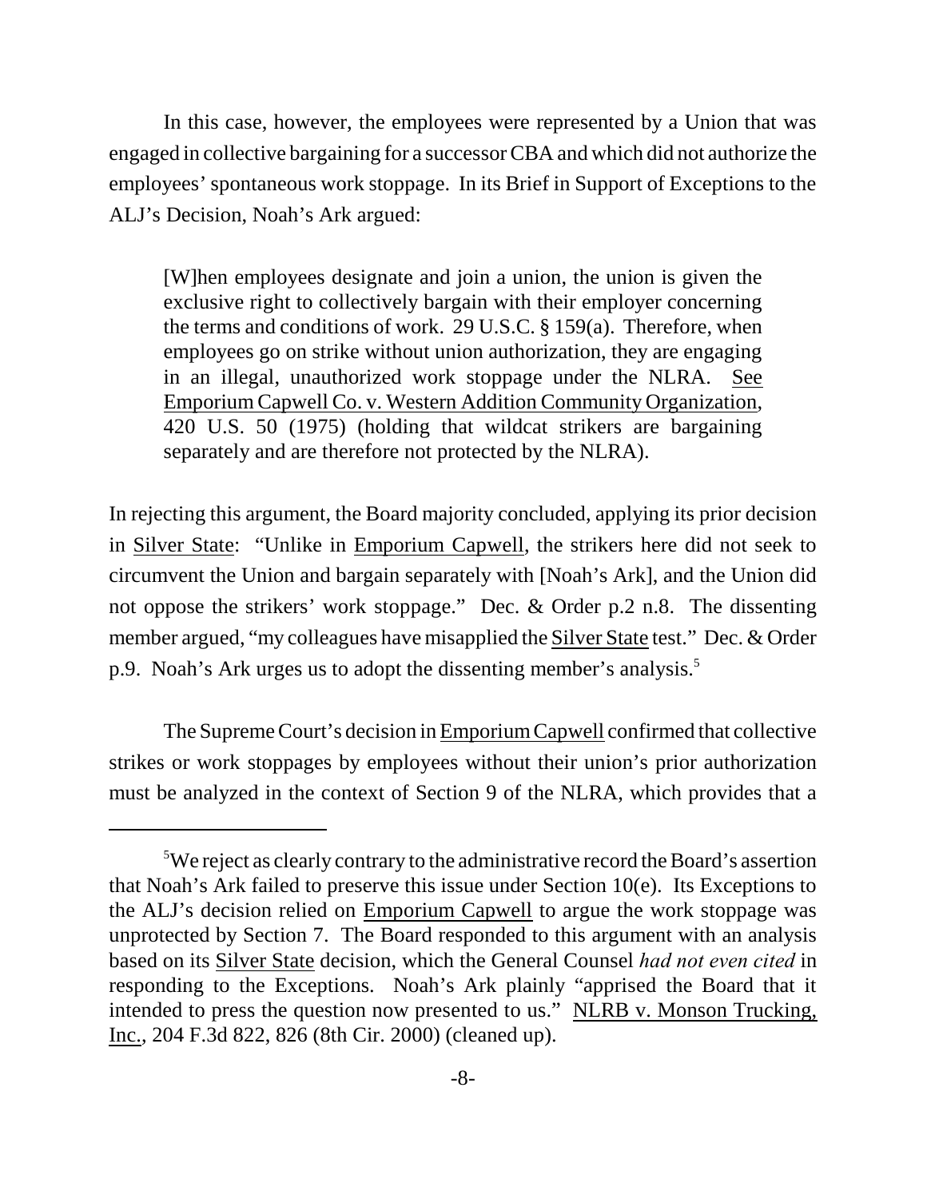In this case, however, the employees were represented by a Union that was engaged in collective bargaining for a successor CBA and which did not authorize the employees' spontaneous work stoppage. In its Brief in Support of Exceptions to the ALJ's Decision, Noah's Ark argued:

> [W]hen employees designate and join a union, the union is given the exclusive right to collectively bargain with their employer concerning the terms and conditions of work. 29 U.S.C. § 159(a). Therefore, when employees go on strike without union authorization, they are engaging in an illegal, unauthorized work stoppage under the NLRA. See Emporium Capwell Co. v. Western Addition Community Organization, 420 U.S. 50 (1975) (holding that wildcat strikers are bargaining separately and are therefore not protected by the NLRA).

In rejecting this argument, the Board majority concluded, applying its prior decision in Silver State: "Unlike in Emporium Capwell, the strikers here did not seek to circumvent the Union and bargain separately with [Noah's Ark], and the Union did not oppose the strikers' work stoppage." Dec. & Order p.2 n.8. The dissenting member argued, "my colleagues have misapplied the Silver State test." Dec. & Order p.9. Noah's Ark urges us to adopt the dissenting member's analysis.[5]

The Supreme Court's decision in Emporium Capwell confirmed that collective strikes or work stoppages by employees without their union's prior authorization must be analyzed in the context of Section 9 of the NLRA, which provides that a

[5]We reject as clearly contrary to the administrative record the Board's assertion that Noah's Ark failed to preserve this issue under Section 10(e). Its Exceptions to the ALJ's decision relied on Emporium Capwell to argue the work stoppage was unprotected by Section 7. The Board responded to this argument with an analysis based on its Silver State decision, which the General Counsel *had not even cited* in responding to the Exceptions. Noah's Ark plainly "apprised the Board that it intended to press the question now presented to us." NLRB v. Monson Trucking, Inc., 204 F.3d 822, 826 (8th Cir. 2000) (cleaned up).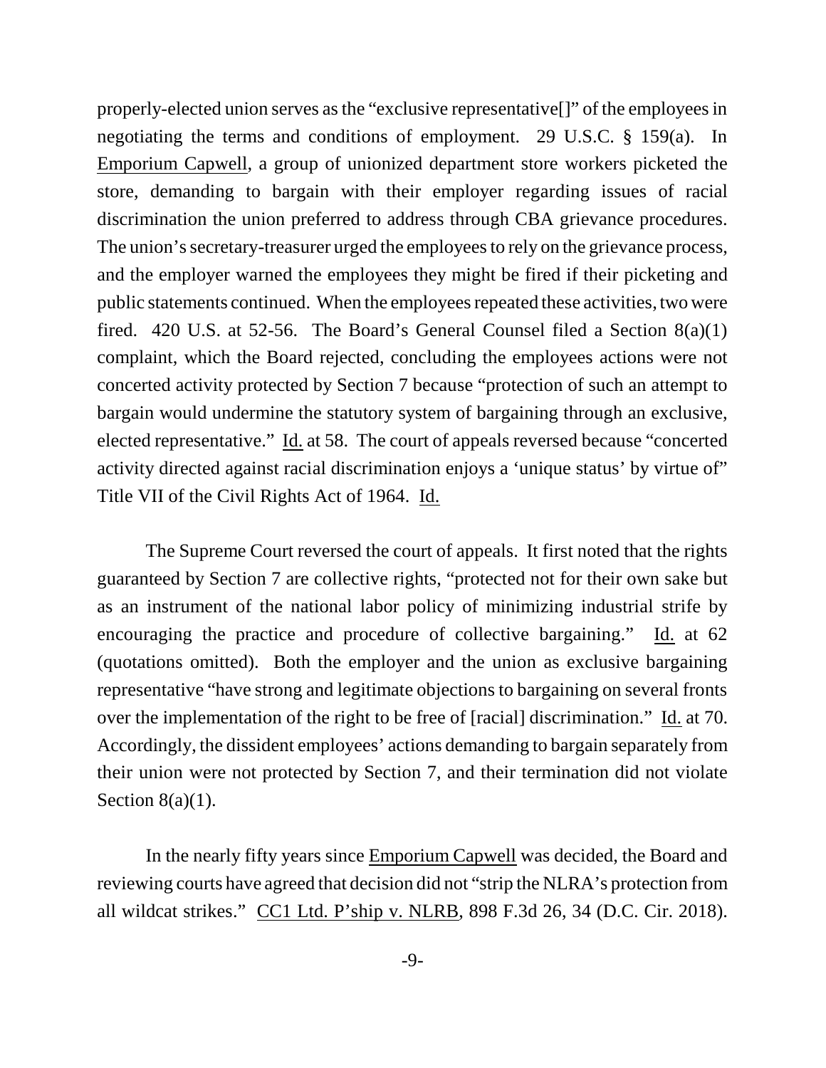properly-elected union serves as the "exclusive representative[]" of the employees in negotiating the terms and conditions of employment. 29 U.S.C. § 159(a). In Emporium Capwell, a group of unionized department store workers picketed the store, demanding to bargain with their employer regarding issues of racial discrimination the union preferred to address through CBA grievance procedures. The union's secretary-treasurer urged the employees to rely on the grievance process, and the employer warned the employees they might be fired if their picketing and public statements continued. When the employees repeated these activities, two were fired. 420 U.S. at 52-56. The Board's General Counsel filed a Section 8(a)(1) complaint, which the Board rejected, concluding the employees actions were not concerted activity protected by Section 7 because "protection of such an attempt to bargain would undermine the statutory system of bargaining through an exclusive, elected representative." Id. at 58. The court of appeals reversed because "concerted activity directed against racial discrimination enjoys a 'unique status' by virtue of" Title VII of the Civil Rights Act of 1964. Id.

The Supreme Court reversed the court of appeals. It first noted that the rights guaranteed by Section 7 are collective rights, "protected not for their own sake but as an instrument of the national labor policy of minimizing industrial strife by encouraging the practice and procedure of collective bargaining." Id. at 62 (quotations omitted). Both the employer and the union as exclusive bargaining representative "have strong and legitimate objections to bargaining on several fronts over the implementation of the right to be free of [racial] discrimination." Id. at 70. Accordingly, the dissident employees' actions demanding to bargain separately from their union were not protected by Section 7, and their termination did not violate Section 8(a)(1).

In the nearly fifty years since Emporium Capwell was decided, the Board and reviewing courts have agreed that decision did not "strip the NLRA's protection from all wildcat strikes." CC1 Ltd. P'ship v. NLRB, 898 F.3d 26, 34 (D.C. Cir. 2018).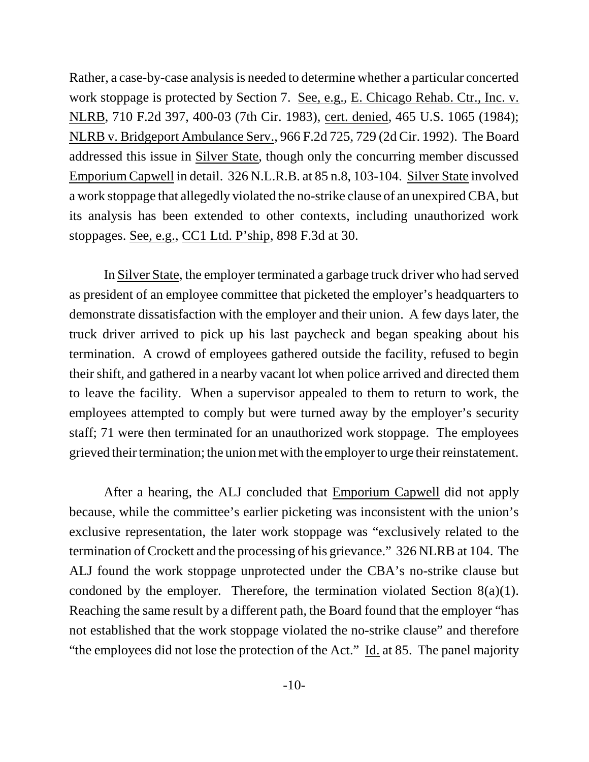Rather, a case-by-case analysis is needed to determine whether a particular concerted work stoppage is protected by Section 7. See, e.g., E. Chicago Rehab. Ctr., Inc. v. NLRB, 710 F.2d 397, 400-03 (7th Cir. 1983), cert. denied, 465 U.S. 1065 (1984); NLRB v. Bridgeport Ambulance Serv., 966 F.2d 725, 729 (2d Cir. 1992). The Board addressed this issue in Silver State, though only the concurring member discussed Emporium Capwell in detail. 326 N.L.R.B. at 85 n.8, 103-104. Silver State involved a work stoppage that allegedly violated the no-strike clause of an unexpired CBA, but its analysis has been extended to other contexts, including unauthorized work stoppages. See, e.g., CC1 Ltd. P'ship, 898 F.3d at 30.

In Silver State, the employer terminated a garbage truck driver who had served as president of an employee committee that picketed the employer's headquarters to demonstrate dissatisfaction with the employer and their union. A few days later, the truck driver arrived to pick up his last paycheck and began speaking about his termination. A crowd of employees gathered outside the facility, refused to begin their shift, and gathered in a nearby vacant lot when police arrived and directed them to leave the facility. When a supervisor appealed to them to return to work, the employees attempted to comply but were turned away by the employer's security staff; 71 were then terminated for an unauthorized work stoppage. The employees grieved their termination; the union met with the employer to urge their reinstatement.

After a hearing, the ALJ concluded that Emporium Capwell did not apply because, while the committee's earlier picketing was inconsistent with the union's exclusive representation, the later work stoppage was "exclusively related to the termination of Crockett and the processing of his grievance." 326 NLRB at 104. The ALJ found the work stoppage unprotected under the CBA's no-strike clause but condoned by the employer. Therefore, the termination violated Section 8(a)(1). Reaching the same result by a different path, the Board found that the employer "has not established that the work stoppage violated the no-strike clause" and therefore "the employees did not lose the protection of the Act." Id. at 85. The panel majority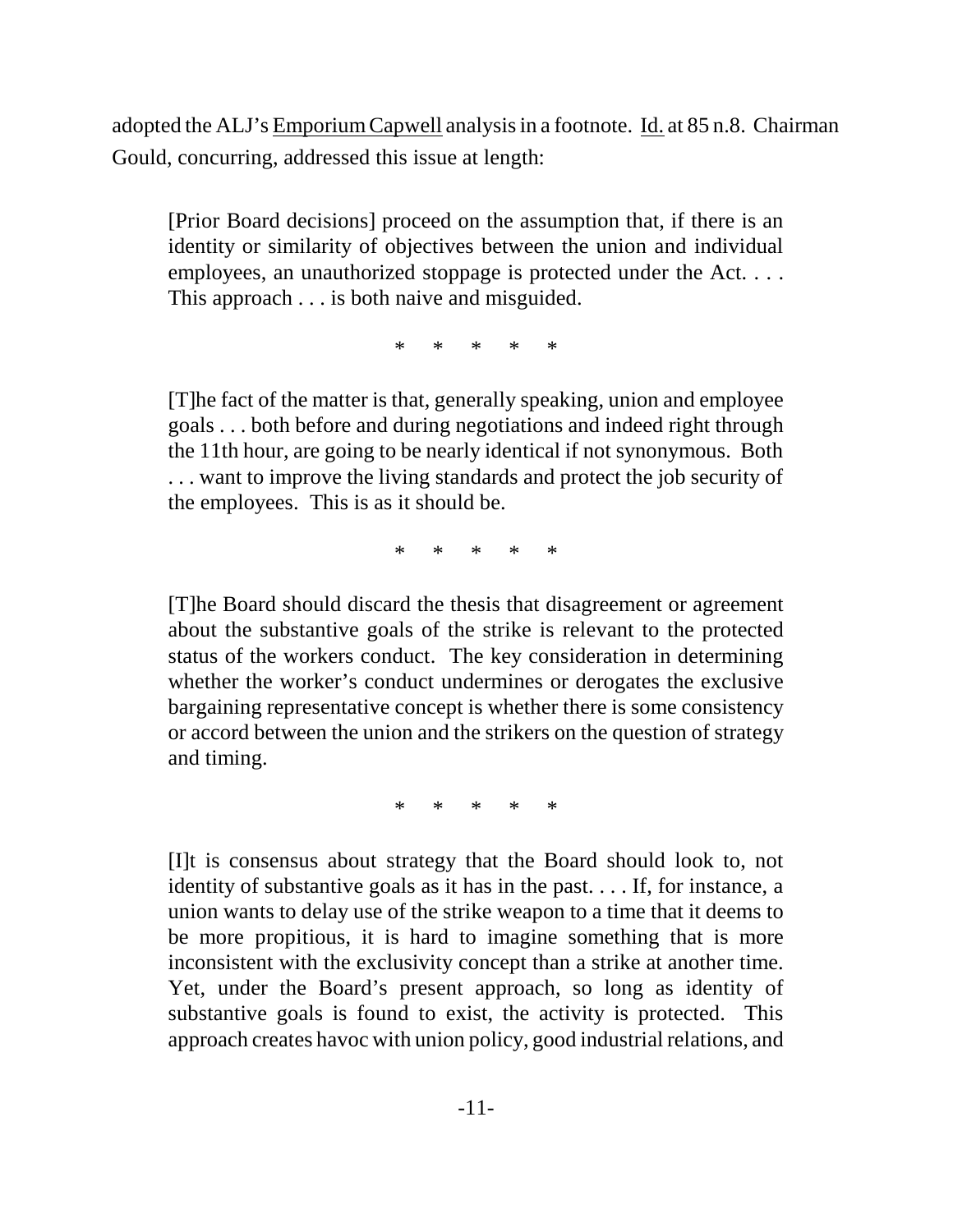adopted the ALJ's Emporium Capwell analysis in a footnote. Id. at 85 n.8. Chairman Gould, concurring, addressed this issue at length:

> [Prior Board decisions] proceed on the assumption that, if there is an identity or similarity of objectives between the union and individual employees, an unauthorized stoppage is protected under the Act. . . . This approach . . . is both naive and misguided.
>
> \* \* \* \* \*
>
> [T]he fact of the matter is that, generally speaking, union and employee goals . . . both before and during negotiations and indeed right through the 11th hour, are going to be nearly identical if not synonymous. Both . . . want to improve the living standards and protect the job security of the employees. This is as it should be.
>
> \* \* \* \* \*
>
> [T]he Board should discard the thesis that disagreement or agreement about the substantive goals of the strike is relevant to the protected status of the workers conduct. The key consideration in determining whether the worker's conduct undermines or derogates the exclusive bargaining representative concept is whether there is some consistency or accord between the union and the strikers on the question of strategy and timing.
>
> \* \* \* \* \*
>
> [I]t is consensus about strategy that the Board should look to, not identity of substantive goals as it has in the past. . . . If, for instance, a union wants to delay use of the strike weapon to a time that it deems to be more propitious, it is hard to imagine something that is more inconsistent with the exclusivity concept than a strike at another time. Yet, under the Board's present approach, so long as identity of substantive goals is found to exist, the activity is protected. This approach creates havoc with union policy, good industrial relations, and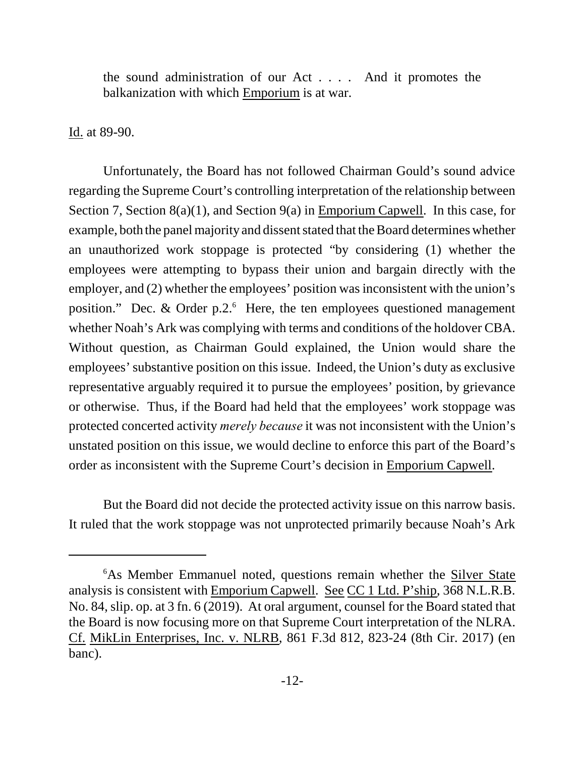the sound administration of our Act . . . . And it promotes the balkanization with which Emporium is at war.

Id. at 89-90.

Unfortunately, the Board has not followed Chairman Gould's sound advice regarding the Supreme Court's controlling interpretation of the relationship between Section 7, Section 8(a)(1), and Section 9(a) in Emporium Capwell. In this case, for example, both the panel majority and dissent stated that the Board determines whether an unauthorized work stoppage is protected "by considering (1) whether the employees were attempting to bypass their union and bargain directly with the employer, and (2) whether the employees' position was inconsistent with the union's position." Dec. & Order p.2.[6] Here, the ten employees questioned management whether Noah's Ark was complying with terms and conditions of the holdover CBA. Without question, as Chairman Gould explained, the Union would share the employees' substantive position on this issue. Indeed, the Union's duty as exclusive representative arguably required it to pursue the employees' position, by grievance or otherwise. Thus, if the Board had held that the employees' work stoppage was protected concerted activity *merely because* it was not inconsistent with the Union's unstated position on this issue, we would decline to enforce this part of the Board's order as inconsistent with the Supreme Court's decision in Emporium Capwell.

But the Board did not decide the protected activity issue on this narrow basis. It ruled that the work stoppage was not unprotected primarily because Noah's Ark

---

[6] As Member Emmanuel noted, questions remain whether the Silver State analysis is consistent with Emporium Capwell. See CC 1 Ltd. P'ship, 368 N.L.R.B. No. 84, slip. op. at 3 fn. 6 (2019). At oral argument, counsel for the Board stated that the Board is now focusing more on that Supreme Court interpretation of the NLRA. Cf. MikLin Enterprises, Inc. v. NLRB, 861 F.3d 812, 823-24 (8th Cir. 2017) (en banc).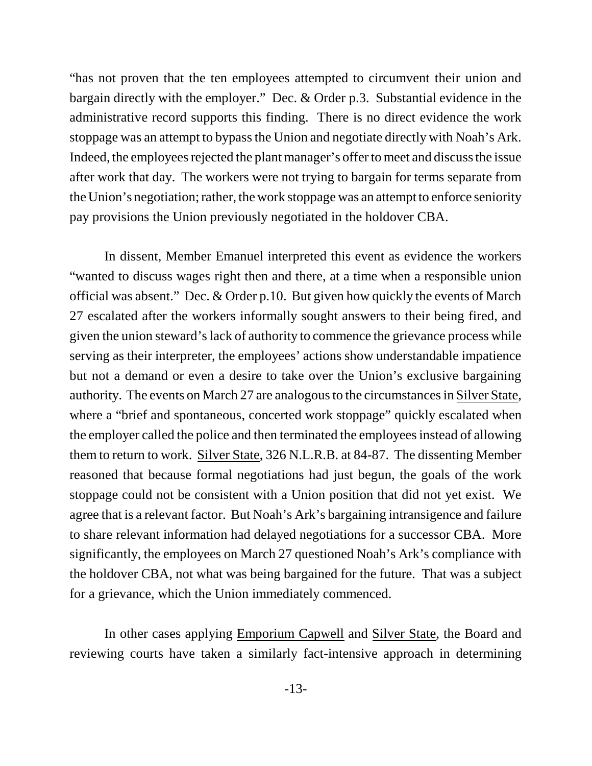"has not proven that the ten employees attempted to circumvent their union and bargain directly with the employer." Dec. & Order p.3. Substantial evidence in the administrative record supports this finding. There is no direct evidence the work stoppage was an attempt to bypass the Union and negotiate directly with Noah's Ark. Indeed, the employees rejected the plant manager's offer to meet and discuss the issue after work that day. The workers were not trying to bargain for terms separate from the Union's negotiation; rather, the work stoppage was an attempt to enforce seniority pay provisions the Union previously negotiated in the holdover CBA.

In dissent, Member Emanuel interpreted this event as evidence the workers "wanted to discuss wages right then and there, at a time when a responsible union official was absent." Dec. & Order p.10. But given how quickly the events of March 27 escalated after the workers informally sought answers to their being fired, and given the union steward's lack of authority to commence the grievance process while serving as their interpreter, the employees' actions show understandable impatience but not a demand or even a desire to take over the Union's exclusive bargaining authority. The events on March 27 are analogous to the circumstances in Silver State, where a "brief and spontaneous, concerted work stoppage" quickly escalated when the employer called the police and then terminated the employees instead of allowing them to return to work. Silver State, 326 N.L.R.B. at 84-87. The dissenting Member reasoned that because formal negotiations had just begun, the goals of the work stoppage could not be consistent with a Union position that did not yet exist. We agree that is a relevant factor. But Noah's Ark's bargaining intransigence and failure to share relevant information had delayed negotiations for a successor CBA. More significantly, the employees on March 27 questioned Noah's Ark's compliance with the holdover CBA, not what was being bargained for the future. That was a subject for a grievance, which the Union immediately commenced.

In other cases applying Emporium Capwell and Silver State, the Board and reviewing courts have taken a similarly fact-intensive approach in determining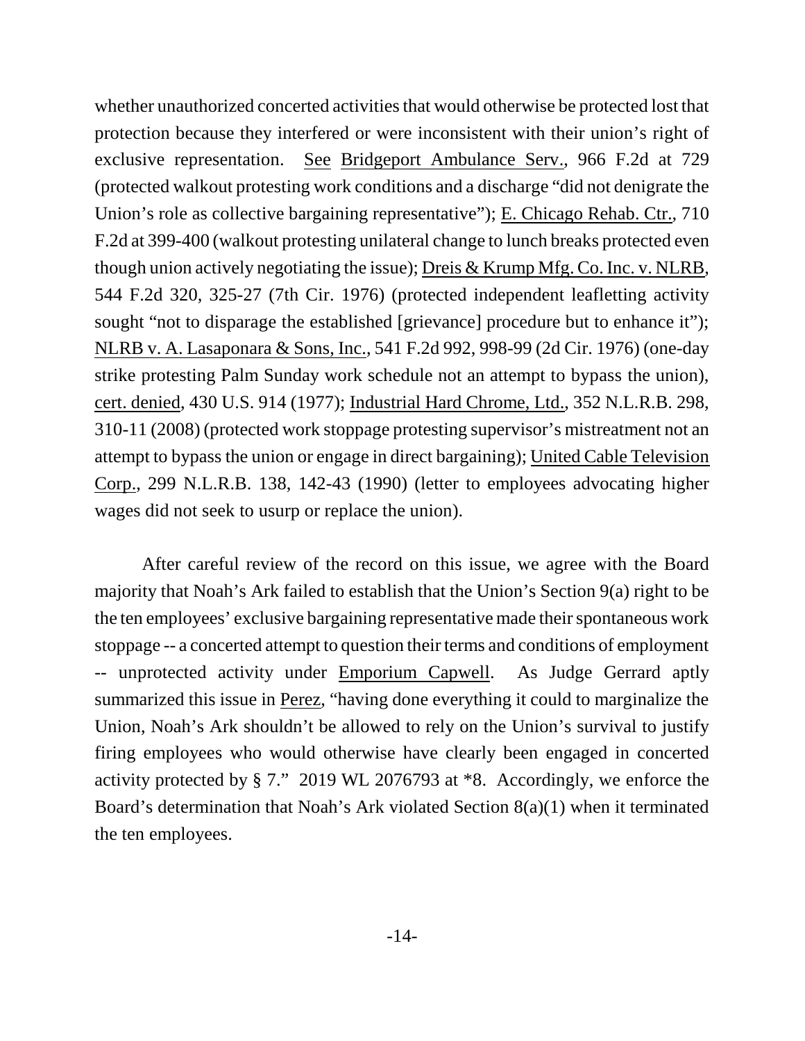whether unauthorized concerted activities that would otherwise be protected lost that protection because they interfered or were inconsistent with their union's right of exclusive representation. See Bridgeport Ambulance Serv., 966 F.2d at 729 (protected walkout protesting work conditions and a discharge "did not denigrate the Union's role as collective bargaining representative"); E. Chicago Rehab. Ctr., 710 F.2d at 399-400 (walkout protesting unilateral change to lunch breaks protected even though union actively negotiating the issue); Dreis & Krump Mfg. Co. Inc. v. NLRB, 544 F.2d 320, 325-27 (7th Cir. 1976) (protected independent leafletting activity sought "not to disparage the established [grievance] procedure but to enhance it"); NLRB v. A. Lasaponara & Sons, Inc., 541 F.2d 992, 998-99 (2d Cir. 1976) (one-day strike protesting Palm Sunday work schedule not an attempt to bypass the union), cert. denied, 430 U.S. 914 (1977); Industrial Hard Chrome, Ltd., 352 N.L.R.B. 298, 310-11 (2008) (protected work stoppage protesting supervisor's mistreatment not an attempt to bypass the union or engage in direct bargaining); United Cable Television Corp., 299 N.L.R.B. 138, 142-43 (1990) (letter to employees advocating higher wages did not seek to usurp or replace the union).

After careful review of the record on this issue, we agree with the Board majority that Noah's Ark failed to establish that the Union's Section 9(a) right to be the ten employees' exclusive bargaining representative made their spontaneous work stoppage -- a concerted attempt to question their terms and conditions of employment -- unprotected activity under Emporium Capwell. As Judge Gerrard aptly summarized this issue in Perez, "having done everything it could to marginalize the Union, Noah's Ark shouldn't be allowed to rely on the Union's survival to justify firing employees who would otherwise have clearly been engaged in concerted activity protected by § 7." 2019 WL 2076793 at *8. Accordingly, we enforce the Board's determination that Noah's Ark violated Section 8(a)(1) when it terminated the ten employees.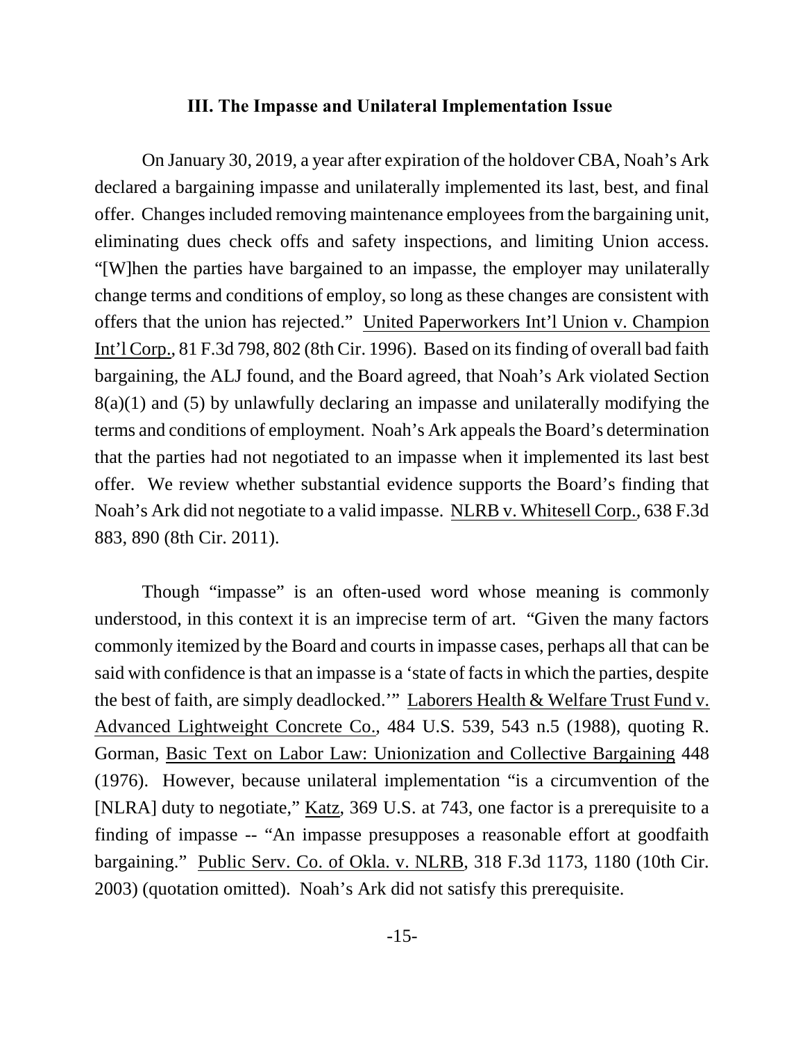### III. The Impasse and Unilateral Implementation Issue

On January 30, 2019, a year after expiration of the holdover CBA, Noah's Ark declared a bargaining impasse and unilaterally implemented its last, best, and final offer. Changes included removing maintenance employees from the bargaining unit, eliminating dues check offs and safety inspections, and limiting Union access. "[W]hen the parties have bargained to an impasse, the employer may unilaterally change terms and conditions of employ, so long as these changes are consistent with offers that the union has rejected." United Paperworkers Int'l Union v. Champion Int'l Corp., 81 F.3d 798, 802 (8th Cir. 1996). Based on its finding of overall bad faith bargaining, the ALJ found, and the Board agreed, that Noah's Ark violated Section 8(a)(1) and (5) by unlawfully declaring an impasse and unilaterally modifying the terms and conditions of employment. Noah's Ark appeals the Board's determination that the parties had not negotiated to an impasse when it implemented its last best offer. We review whether substantial evidence supports the Board's finding that Noah's Ark did not negotiate to a valid impasse. NLRB v. Whitesell Corp., 638 F.3d 883, 890 (8th Cir. 2011).

Though "impasse" is an often-used word whose meaning is commonly understood, in this context it is an imprecise term of art. "Given the many factors commonly itemized by the Board and courts in impasse cases, perhaps all that can be said with confidence is that an impasse is a 'state of facts in which the parties, despite the best of faith, are simply deadlocked.'" Laborers Health & Welfare Trust Fund v. Advanced Lightweight Concrete Co., 484 U.S. 539, 543 n.5 (1988), quoting R. Gorman, Basic Text on Labor Law: Unionization and Collective Bargaining 448 (1976). However, because unilateral implementation "is a circumvention of the [NLRA] duty to negotiate," Katz, 369 U.S. at 743, one factor is a prerequisite to a finding of impasse -- "An impasse presupposes a reasonable effort at goodfaith bargaining." Public Serv. Co. of Okla. v. NLRB, 318 F.3d 1173, 1180 (10th Cir. 2003) (quotation omitted). Noah's Ark did not satisfy this prerequisite.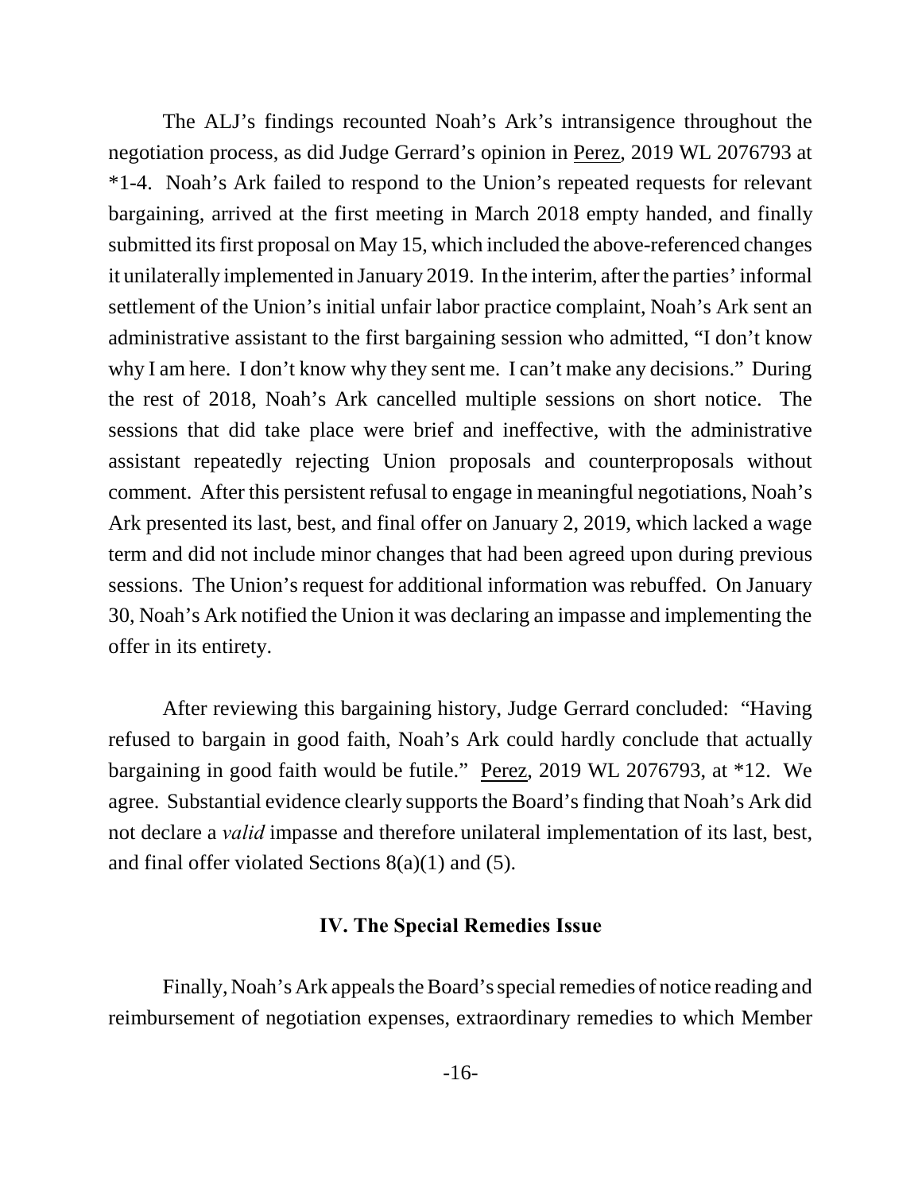The ALJ's findings recounted Noah's Ark's intransigence throughout the negotiation process, as did Judge Gerrard's opinion in Perez, 2019 WL 2076793 at *1-4. Noah's Ark failed to respond to the Union's repeated requests for relevant bargaining, arrived at the first meeting in March 2018 empty handed, and finally submitted its first proposal on May 15, which included the above-referenced changes it unilaterally implemented in January 2019. In the interim, after the parties' informal settlement of the Union's initial unfair labor practice complaint, Noah's Ark sent an administrative assistant to the first bargaining session who admitted, "I don't know why I am here. I don't know why they sent me. I can't make any decisions." During the rest of 2018, Noah's Ark cancelled multiple sessions on short notice. The sessions that did take place were brief and ineffective, with the administrative assistant repeatedly rejecting Union proposals and counterproposals without comment. After this persistent refusal to engage in meaningful negotiations, Noah's Ark presented its last, best, and final offer on January 2, 2019, which lacked a wage term and did not include minor changes that had been agreed upon during previous sessions. The Union's request for additional information was rebuffed. On January 30, Noah's Ark notified the Union it was declaring an impasse and implementing the offer in its entirety.

After reviewing this bargaining history, Judge Gerrard concluded: "Having refused to bargain in good faith, Noah's Ark could hardly conclude that actually bargaining in good faith would be futile." Perez, 2019 WL 2076793, at *12. We agree. Substantial evidence clearly supports the Board's finding that Noah's Ark did not declare a *valid* impasse and therefore unilateral implementation of its last, best, and final offer violated Sections 8(a)(1) and (5).

### IV. The Special Remedies Issue

Finally, Noah's Ark appeals the Board's special remedies of notice reading and reimbursement of negotiation expenses, extraordinary remedies to which Member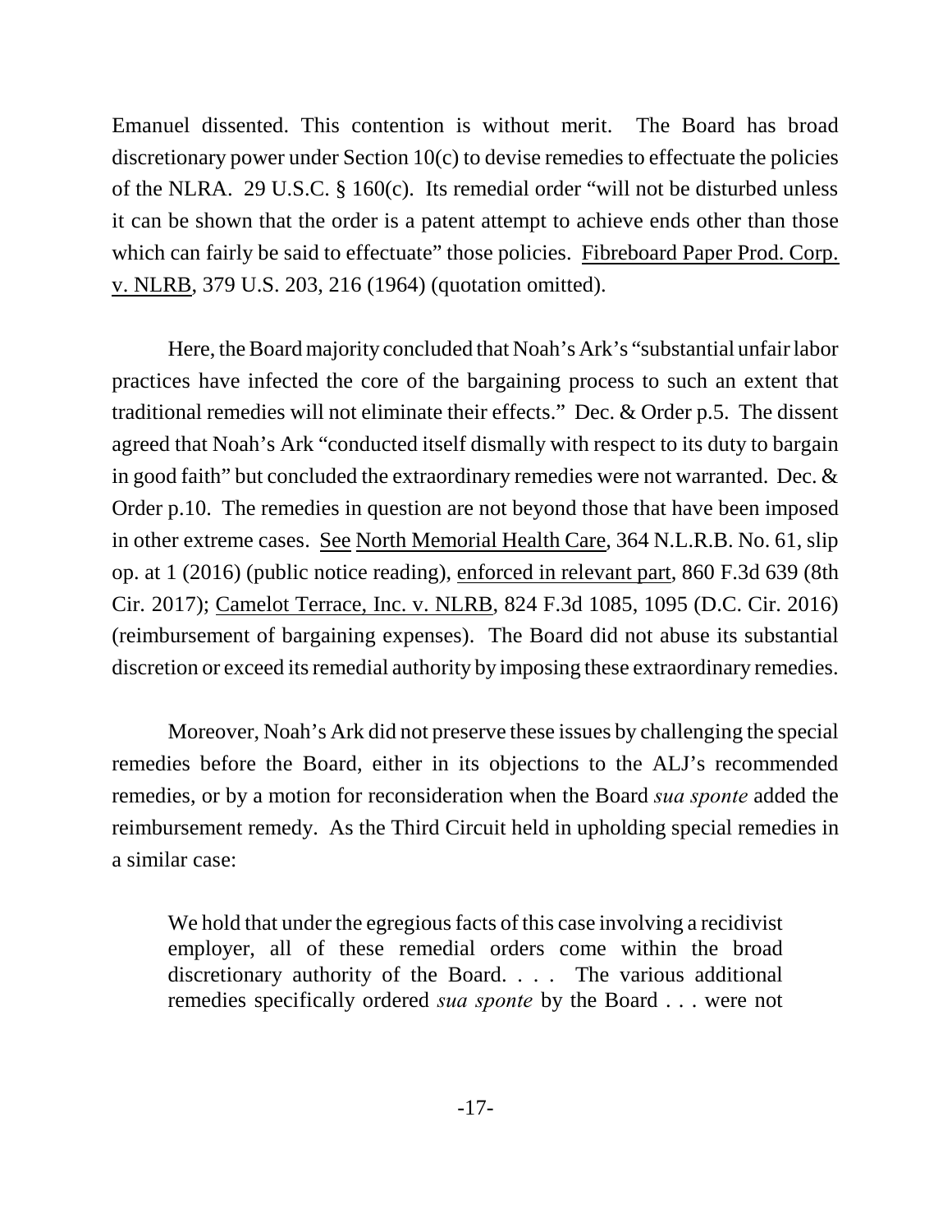Emanuel dissented. This contention is without merit. The Board has broad discretionary power under Section 10(c) to devise remedies to effectuate the policies of the NLRA. 29 U.S.C. § 160(c). Its remedial order "will not be disturbed unless it can be shown that the order is a patent attempt to achieve ends other than those which can fairly be said to effectuate" those policies. Fibreboard Paper Prod. Corp. v. NLRB, 379 U.S. 203, 216 (1964) (quotation omitted).

Here, the Board majority concluded that Noah's Ark's "substantial unfair labor practices have infected the core of the bargaining process to such an extent that traditional remedies will not eliminate their effects." Dec. & Order p.5. The dissent agreed that Noah's Ark "conducted itself dismally with respect to its duty to bargain in good faith" but concluded the extraordinary remedies were not warranted. Dec. & Order p.10. The remedies in question are not beyond those that have been imposed in other extreme cases. See North Memorial Health Care, 364 N.L.R.B. No. 61, slip op. at 1 (2016) (public notice reading), enforced in relevant part, 860 F.3d 639 (8th Cir. 2017); Camelot Terrace, Inc. v. NLRB, 824 F.3d 1085, 1095 (D.C. Cir. 2016) (reimbursement of bargaining expenses). The Board did not abuse its substantial discretion or exceed its remedial authority by imposing these extraordinary remedies.

Moreover, Noah's Ark did not preserve these issues by challenging the special remedies before the Board, either in its objections to the ALJ's recommended remedies, or by a motion for reconsideration when the Board *sua sponte* added the reimbursement remedy. As the Third Circuit held in upholding special remedies in a similar case:

> We hold that under the egregious facts of this case involving a recidivist employer, all of these remedial orders come within the broad discretionary authority of the Board. . . . The various additional remedies specifically ordered *sua sponte* by the Board . . . were not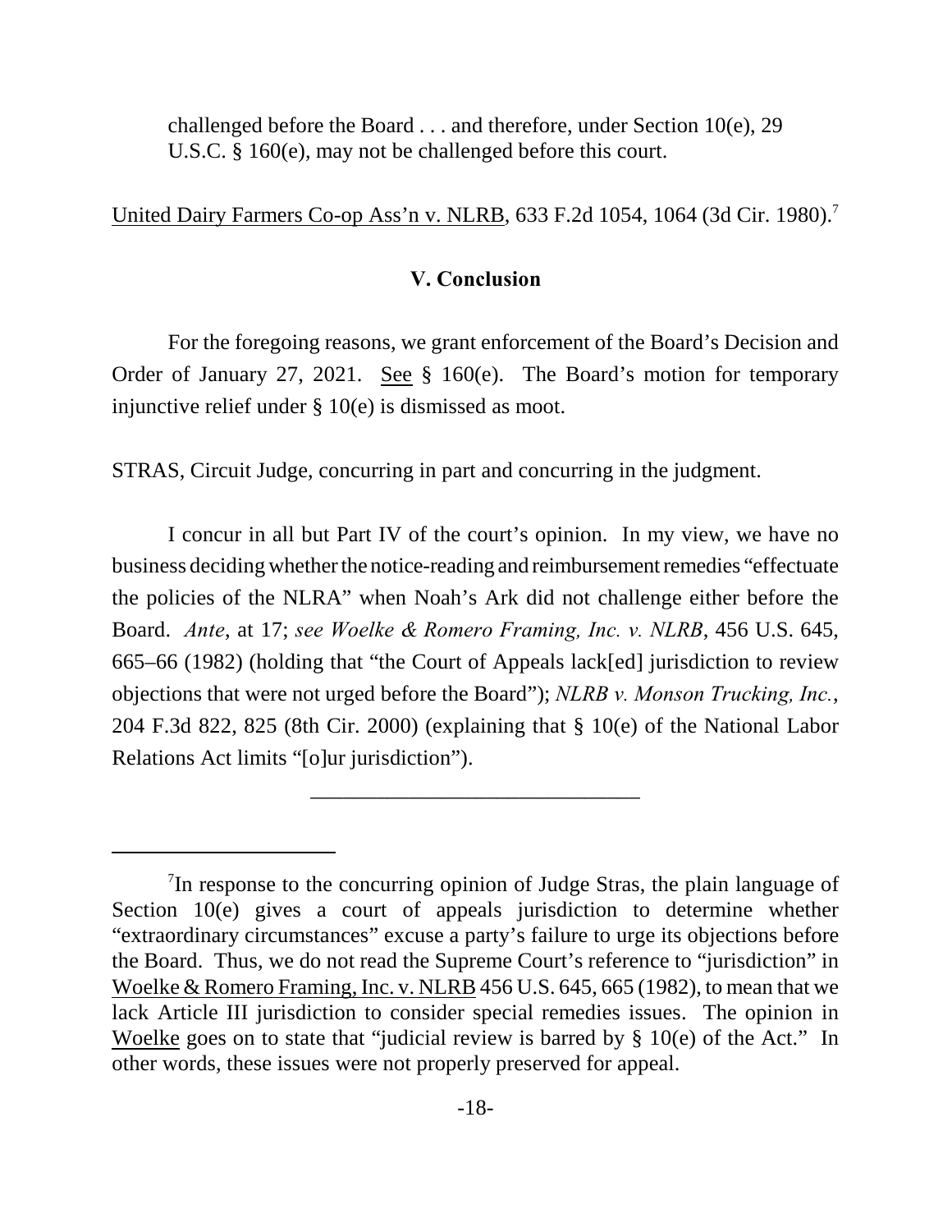challenged before the Board . . . and therefore, under Section 10(e), 29 U.S.C. § 160(e), may not be challenged before this court.

United Dairy Farmers Co-op Ass'n v. NLRB, 633 F.2d 1054, 1064 (3d Cir. 1980).[7]

## V. Conclusion

For the foregoing reasons, we grant enforcement of the Board's Decision and Order of January 27, 2021. See § 160(e). The Board's motion for temporary injunctive relief under § 10(e) is dismissed as moot.

STRAS, Circuit Judge, concurring in part and concurring in the judgment.

I concur in all but Part IV of the court's opinion. In my view, we have no business deciding whether the notice-reading and reimbursement remedies "effectuate the policies of the NLRA" when Noah's Ark did not challenge either before the Board. *Ante*, at 17; *see Woelke & Romero Framing, Inc. v. NLRB*, 456 U.S. 645, 665–66 (1982) (holding that "the Court of Appeals lack[ed] jurisdiction to review objections that were not urged before the Board"); *NLRB v. Monson Trucking, Inc.*, 204 F.3d 822, 825 (8th Cir. 2000) (explaining that § 10(e) of the National Labor Relations Act limits "[o]ur jurisdiction").

______________________________

[7] In response to the concurring opinion of Judge Stras, the plain language of Section 10(e) gives a court of appeals jurisdiction to determine whether "extraordinary circumstances" excuse a party's failure to urge its objections before the Board. Thus, we do not read the Supreme Court's reference to "jurisdiction" in Woelke & Romero Framing, Inc. v. NLRB 456 U.S. 645, 665 (1982), to mean that we lack Article III jurisdiction to consider special remedies issues. The opinion in Woelke goes on to state that "judicial review is barred by § 10(e) of the Act." In other words, these issues were not properly preserved for appeal.